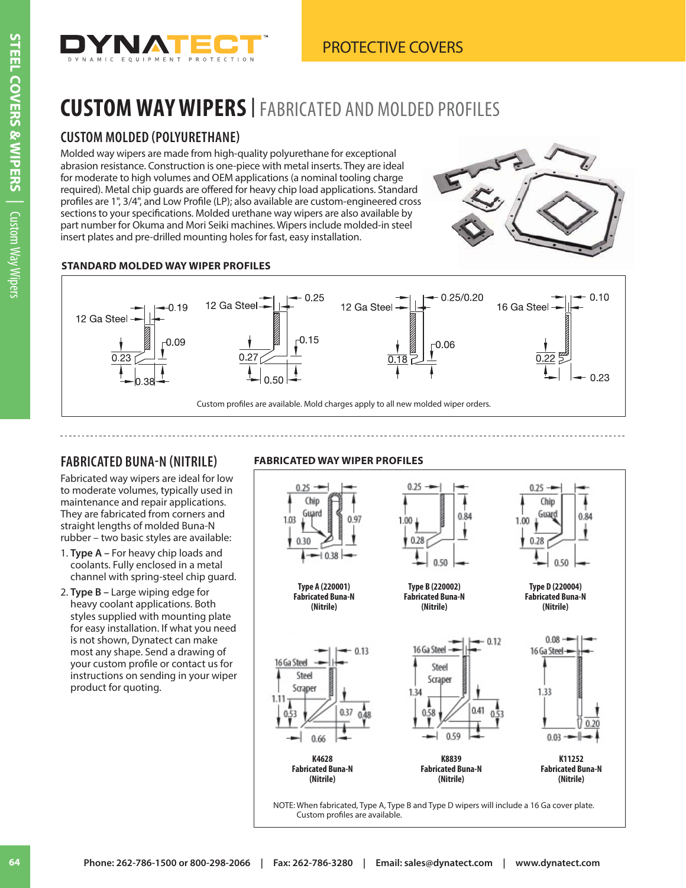# CUSTOM WAY WIPERS | FABRICATED AND MOLDED PROFILES

## CUSTOM MOLDED (POLYURETHANE)

Molded way wipers are made from high-quality polyurethane for exceptional abrasion resistance. Construction is one-piece with metal inserts. They are ideal for moderate to high volumes and OEM applications (a nominal tooling charge required). Metal chip guards are offered for heavy chip load applications. Standard profiles are 1", 3/4", and Low Profile (LP); also available are custom-engineered cross sections to your specifications. Molded urethane way wipers are also available by part number for Okuma and Mori Seiki machines. Wipers include molded-in steel insert plates and pre-drilled mounting holes for fast, easy installation.

### STANDARD MOLDED WAY WIPER PROFILES

12 Ga Steel — 0.19, 0.09, 0.23, 0.38

12 Ga Steel — 0.25, 0.15, 0.27, 0.50

12 Ga Steel — 0.25/0.20, 0.06, 0.18

16 Ga Steel — 0.10, 0.22, 0.23

Custom profiles are available. Mold charges apply to all new molded wiper orders.

## FABRICATED BUNA-N (NITRILE)

Fabricated way wipers are ideal for low to moderate volumes, typically used in maintenance and repair applications. They are fabricated from corners and straight lengths of molded Buna-N rubber – two basic styles are available:

1. **Type A** – For heavy chip loads and coolants. Fully enclosed in a metal channel with spring-steel chip guard.
2. **Type B** – Large wiping edge for heavy coolant applications. Both styles supplied with mounting plate for easy installation. If what you need is not shown, Dynatect can make most any shape. Send a drawing of your custom profile or contact us for instructions on sending in your wiper product for quoting.

### FABRICATED WAY WIPER PROFILES

0.25, Chip Guard, 1.03, 0.97, 0.30, 0.38

**Type A (220001) Fabricated Buna-N (Nitrile)**

0.25, 1.00, 0.84, 0.28, 0.50

**Type B (220002) Fabricated Buna-N (Nitrile)**

0.25, Chip Guard, 1.00, 0.84, 0.28, 0.50

**Type D (220004) Fabricated Buna-N (Nitrile)**

0.13, 16 Ga Steel, Steel Scraper, 1.11, 0.53, 0.37, 0.48, 0.66

**K4628 Fabricated Buna-N (Nitrile)**

16 Ga Steel, 0.12, Steel Scraper, 1.34, 0.58, 0.41, 0.53, 0.59

**K8839 Fabricated Buna-N (Nitrile)**

0.08, 16 Ga Steel, 1.33, 0.20, 0.03

**K11252 Fabricated Buna-N (Nitrile)**

NOTE: When fabricated, Type A, Type B and Type D wipers will include a 16 Ga cover plate. Custom profiles are available.

Phone: 262-786-1500 or 800-298-2066 | Fax: 262-786-3280 | Email: sales@dynatect.com | www.dynatect.com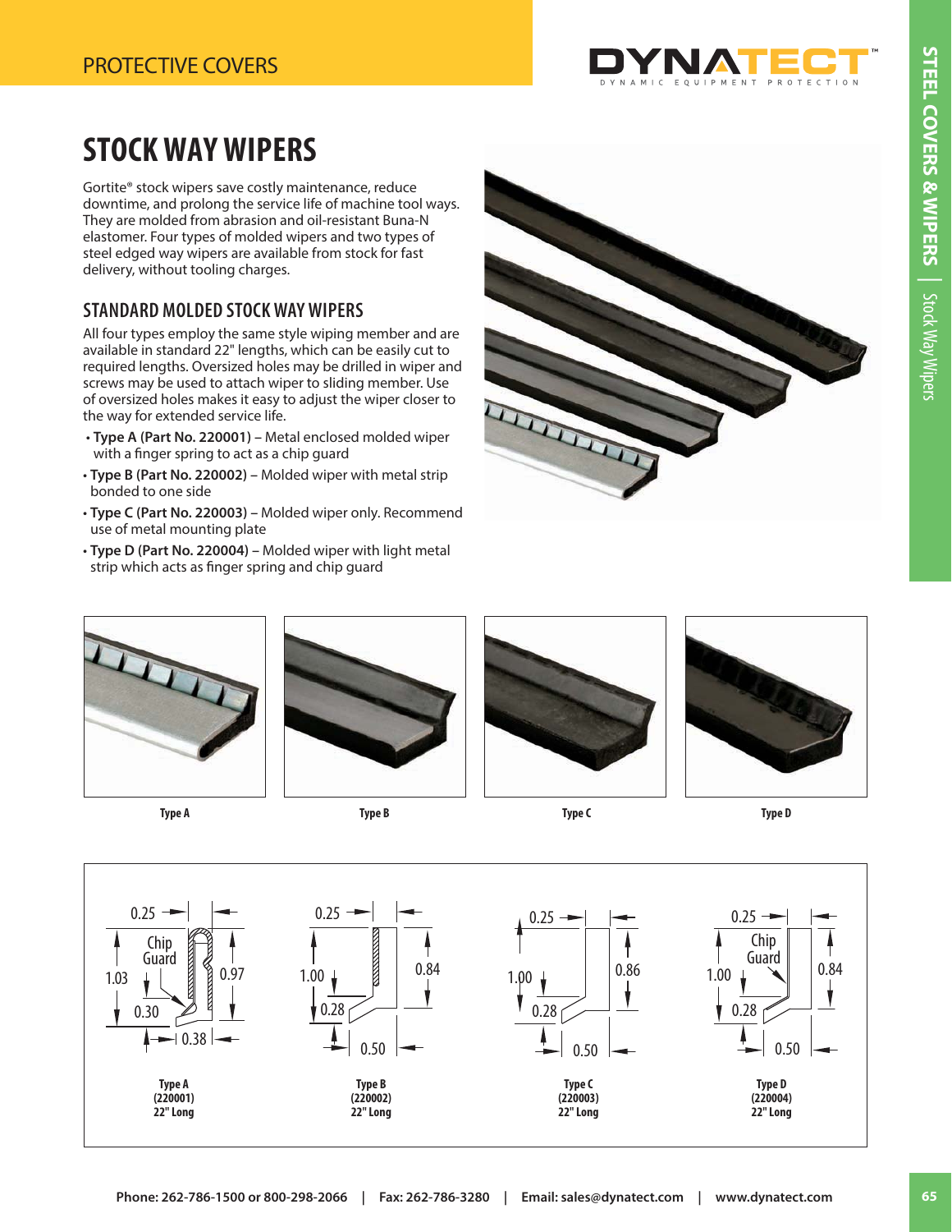# STOCK WAY WIPERS

Gortite® stock wipers save costly maintenance, reduce downtime, and prolong the service life of machine tool ways. They are molded from abrasion and oil-resistant Buna-N elastomer. Four types of molded wipers and two types of steel edged way wipers are available from stock for fast delivery, without tooling charges.

## STANDARD MOLDED STOCK WAY WIPERS

All four types employ the same style wiping member and are available in standard 22" lengths, which can be easily cut to required lengths. Oversized holes may be drilled in wiper and screws may be used to attach wiper to sliding member. Use of oversized holes makes it easy to adjust the wiper closer to the way for extended service life.

- **Type A (Part No. 220001)** – Metal enclosed molded wiper with a finger spring to act as a chip guard
- **Type B (Part No. 220002)** – Molded wiper with metal strip bonded to one side
- **Type C (Part No. 220003)** – Molded wiper only. Recommend use of metal mounting plate
- **Type D (Part No. 220004)** – Molded wiper with light metal strip which acts as finger spring and chip guard

**Type A** | **Type B** | **Type C** | **Type D**

| Type A | Type B | Type C | Type D |
|---|---|---|---|
| 0.25 | 0.25 | 0.25 | 0.25 |
| Chip Guard | | | Chip Guard |
| 1.03 | 1.00 | 1.00 | 1.00 |
| 0.97 | 0.84 | 0.86 | 0.84 |
| 0.30 | 0.28 | 0.28 | 0.28 |
| 0.38 | 0.50 | 0.50 | 0.50 |

**Type A (220001) 22" Long**

**Type B (220002) 22" Long**

**Type C (220003) 22" Long**

**Type D (220004) 22" Long**

Phone: 262-786-1500 or 800-298-2066 | Fax: 262-786-3280 | Email: sales@dynatect.com | www.dynatect.com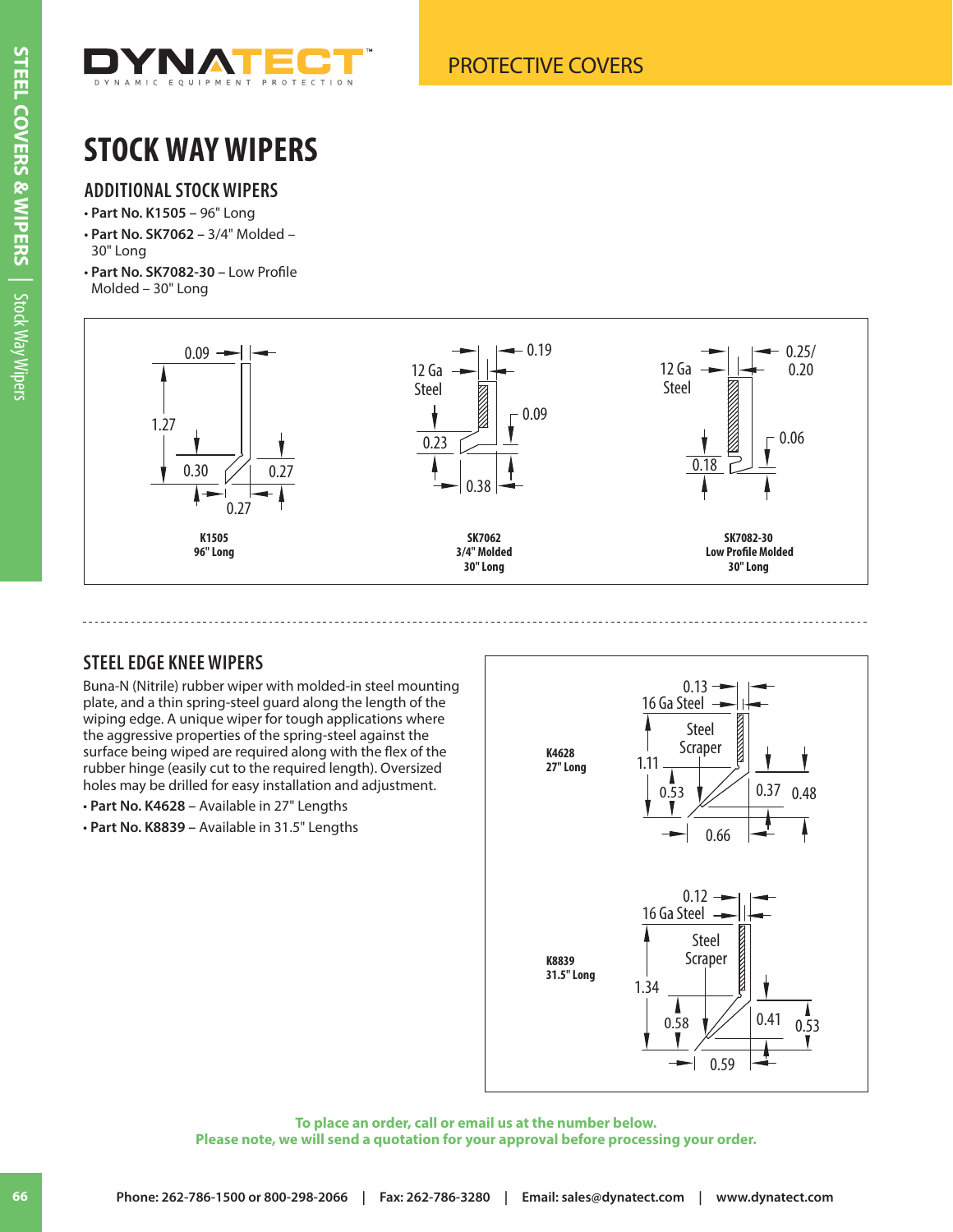# STOCK WAY WIPERS

## ADDITIONAL STOCK WIPERS

- **Part No. K1505** – 96" Long
- **Part No. SK7062 –** 3/4" Molded – 30" Long
- **Part No. SK7082-30** – Low Profile Molded – 30" Long

0.09
1.27
0.30
0.27
0.27

**K1505**
**96" Long**

12 Ga Steel
0.19
0.09
0.23
0.38

**SK7062**
**3/4" Molded**
**30" Long**

12 Ga Steel
0.25/ 0.20
0.06
0.18

**SK7082-30**
**Low Profile Molded**
**30" Long**

## STEEL EDGE KNEE WIPERS

Buna-N (Nitrile) rubber wiper with molded-in steel mounting plate, and a thin spring-steel guard along the length of the wiping edge. A unique wiper for tough applications where the aggressive properties of the spring-steel against the surface being wiped are required along with the flex of the rubber hinge (easily cut to the required length). Oversized holes may be drilled for easy installation and adjustment.

- **Part No. K4628 –** Available in 27" Lengths
- **Part No. K8839 –** Available in 31.5" Lengths

**K4628**
**27" Long**

0.13
16 Ga Steel
Steel Scraper
1.11
0.53
0.37
0.48
0.66

**K8839**
**31.5" Long**

0.12
16 Ga Steel
Steel Scraper
1.34
0.58
0.41
0.53
0.59

**To place an order, call or email us at the number below.**
**Please note, we will send a quotation for your approval before processing your order.**

Phone: 262-786-1500 or 800-298-2066 | Fax: 262-786-3280 | Email: sales@dynatect.com | www.dynatect.com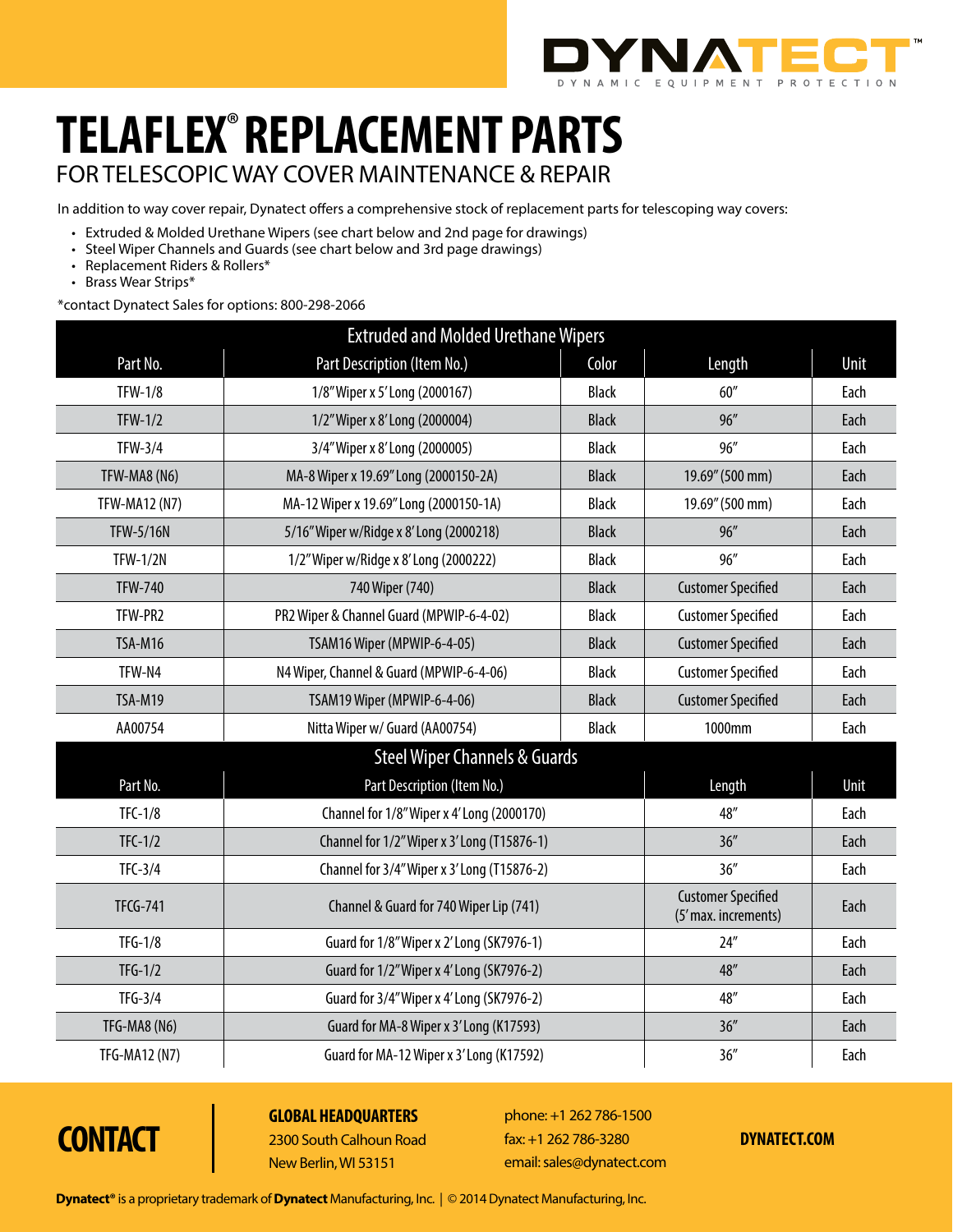DYNATECT™
DYNAMIC EQUIPMENT PROTECTION

# TELAFLEX® REPLACEMENT PARTS

## FOR TELESCOPIC WAY COVER MAINTENANCE & REPAIR

In addition to way cover repair, Dynatect offers a comprehensive stock of replacement parts for telescoping way covers:

- Extruded & Molded Urethane Wipers (see chart below and 2nd page for drawings)
- Steel Wiper Channels and Guards (see chart below and 3rd page drawings)
- Replacement Riders & Rollers*
- Brass Wear Strips*

*contact Dynatect Sales for options: 800-298-2066

| Extruded and Molded Urethane Wipers | | | | |
|---|---|---|---|---|
| Part No. | Part Description (Item No.) | Color | Length | Unit |
| TFW-1/8 | 1/8" Wiper x 5' Long (2000167) | Black | 60" | Each |
| TFW-1/2 | 1/2" Wiper x 8' Long (2000004) | Black | 96" | Each |
| TFW-3/4 | 3/4" Wiper x 8' Long (2000005) | Black | 96" | Each |
| TFW-MA8 (N6) | MA-8 Wiper x 19.69" Long (2000150-2A) | Black | 19.69" (500 mm) | Each |
| TFW-MA12 (N7) | MA-12 Wiper x 19.69" Long (2000150-1A) | Black | 19.69" (500 mm) | Each |
| TFW-5/16N | 5/16" Wiper w/Ridge x 8' Long (2000218) | Black | 96" | Each |
| TFW-1/2N | 1/2" Wiper w/Ridge x 8' Long (2000222) | Black | 96" | Each |
| TFW-740 | 740 Wiper (740) | Black | Customer Specified | Each |
| TFW-PR2 | PR2 Wiper & Channel Guard (MPWIP-6-4-02) | Black | Customer Specified | Each |
| TSA-M16 | TSAM16 Wiper (MPWIP-6-4-05) | Black | Customer Specified | Each |
| TFW-N4 | N4 Wiper, Channel & Guard (MPWIP-6-4-06) | Black | Customer Specified | Each |
| TSA-M19 | TSAM19 Wiper (MPWIP-6-4-06) | Black | Customer Specified | Each |
| AA00754 | Nitta Wiper w/ Guard (AA00754) | Black | 1000mm | Each |

| Steel Wiper Channels & Guards | | | |
|---|---|---|---|
| Part No. | Part Description (Item No.) | Length | Unit |
| TFC-1/8 | Channel for 1/8" Wiper x 4' Long (2000170) | 48" | Each |
| TFC-1/2 | Channel for 1/2" Wiper x 3' Long (T15876-1) | 36" | Each |
| TFC-3/4 | Channel for 3/4" Wiper x 3' Long (T15876-2) | 36" | Each |
| TFCG-741 | Channel & Guard for 740 Wiper Lip (741) | Customer Specified (5' max. increments) | Each |
| TFG-1/8 | Guard for 1/8" Wiper x 2' Long (SK7976-1) | 24" | Each |
| TFG-1/2 | Guard for 1/2" Wiper x 4' Long (SK7976-2) | 48" | Each |
| TFG-3/4 | Guard for 3/4" Wiper x 4' Long (SK7976-2) | 48" | Each |
| TFG-MA8 (N6) | Guard for MA-8 Wiper x 3' Long (K17593) | 36" | Each |
| TFG-MA12 (N7) | Guard for MA-12 Wiper x 3' Long (K17592) | 36" | Each |

## CONTACT

**GLOBAL HEADQUARTERS**
2300 South Calhoun Road
New Berlin, WI 53151

phone: +1 262 786-1500
fax: +1 262 786-3280
email: sales@dynatect.com

**DYNATECT.COM**

**Dynatect®** is a proprietary trademark of **Dynatect** Manufacturing, Inc. | © 2014 Dynatect Manufacturing, Inc.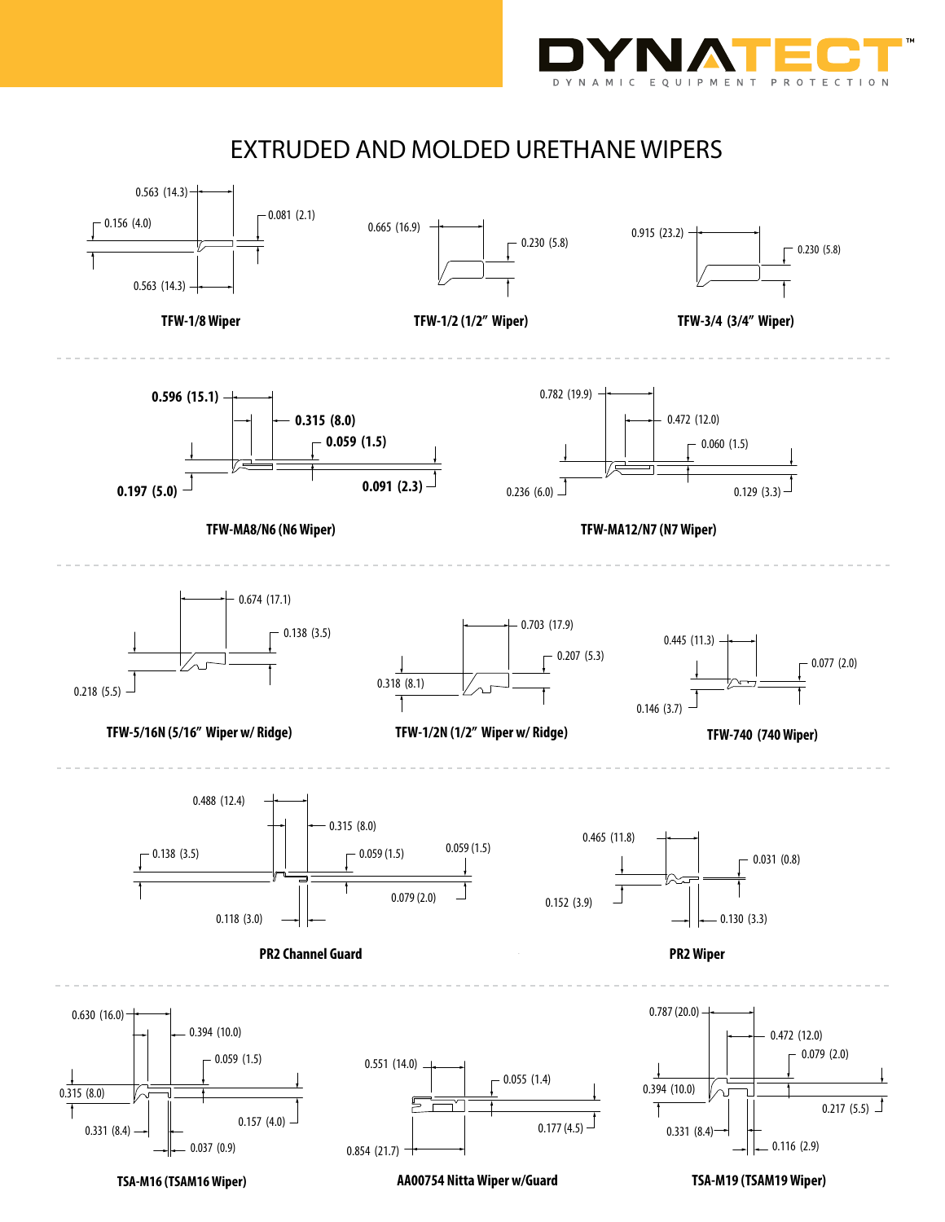# EXTRUDED AND MOLDED URETHANE WIPERS

**TFW-1/8 Wiper**

0.563 (14.3)
0.156 (4.0)
0.081 (2.1)
0.563 (14.3)

**TFW-1/2 (1/2" Wiper)**

0.665 (16.9)
0.230 (5.8)

**TFW-3/4 (3/4" Wiper)**

0.915 (23.2)
0.230 (5.8)

**TFW-MA8/N6 (N6 Wiper)**

**0.596 (15.1)**
**0.315 (8.0)**
**0.059 (1.5)**
**0.197 (5.0)**
**0.091 (2.3)**

**TFW-MA12/N7 (N7 Wiper)**

0.782 (19.9)
0.472 (12.0)
0.060 (1.5)
0.236 (6.0)
0.129 (3.3)

**TFW-5/16N (5/16" Wiper w/ Ridge)**

0.674 (17.1)
0.138 (3.5)
0.218 (5.5)

**TFW-1/2N (1/2" Wiper w/ Ridge)**

0.703 (17.9)
0.207 (5.3)
0.318 (8.1)

**TFW-740 (740 Wiper)**

0.445 (11.3)
0.077 (2.0)
0.146 (3.7)

**PR2 Channel Guard**

0.488 (12.4)
0.315 (8.0)
0.138 (3.5)
0.059 (1.5)
0.059 (1.5)
0.079 (2.0)
0.118 (3.0)

**PR2 Wiper**

0.465 (11.8)
0.031 (0.8)
0.152 (3.9)
0.130 (3.3)

**TSA-M16 (TSAM16 Wiper)**

0.630 (16.0)
0.394 (10.0)
0.059 (1.5)
0.315 (8.0)
0.157 (4.0)
0.331 (8.4)
0.037 (0.9)

**AA00754 Nitta Wiper w/Guard**

0.551 (14.0)
0.055 (1.4)
0.177 (4.5)
0.854 (21.7)

**TSA-M19 (TSAM19 Wiper)**

0.787 (20.0)
0.472 (12.0)
0.079 (2.0)
0.394 (10.0)
0.217 (5.5)
0.331 (8.4)
0.116 (2.9)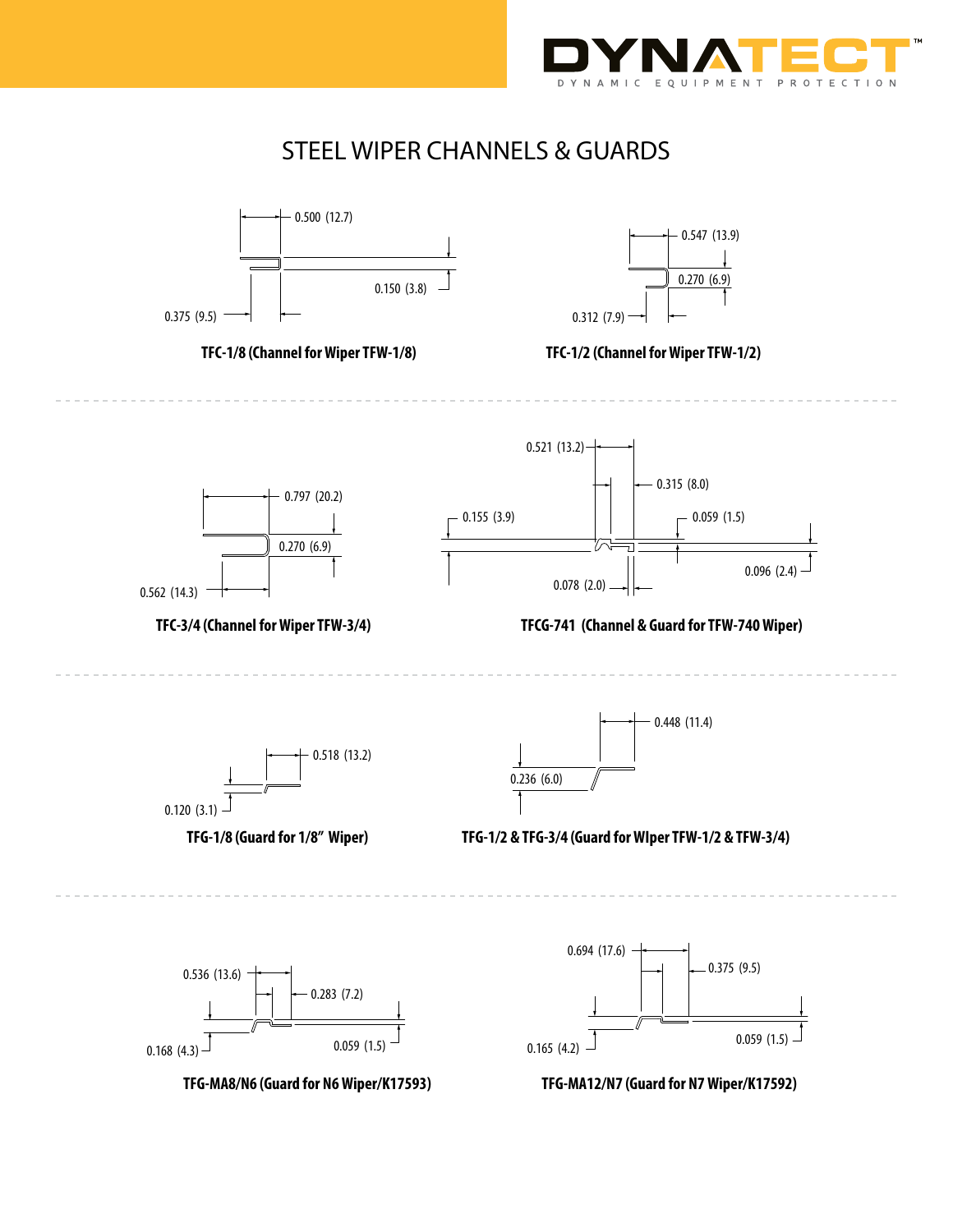# STEEL WIPER CHANNELS & GUARDS

0.500 (12.7)

0.150 (3.8)

0.375 (9.5)

**TFC-1/8 (Channel for Wiper TFW-1/8)**

0.547 (13.9)

0.270 (6.9)

0.312 (7.9)

**TFC-1/2 (Channel for Wiper TFW-1/2)**

0.797 (20.2)

0.270 (6.9)

0.562 (14.3)

**TFC-3/4 (Channel for Wiper TFW-3/4)**

0.521 (13.2)

0.315 (8.0)

0.155 (3.9)

0.059 (1.5)

0.096 (2.4)

0.078 (2.0)

**TFCG-741 (Channel & Guard for TFW-740 Wiper)**

0.518 (13.2)

0.120 (3.1)

**TFG-1/8 (Guard for 1/8" Wiper)**

0.448 (11.4)

0.236 (6.0)

**TFG-1/2 & TFG-3/4 (Guard for WIper TFW-1/2 & TFW-3/4)**

0.536 (13.6)

0.283 (7.2)

0.168 (4.3)

0.059 (1.5)

**TFG-MA8/N6 (Guard for N6 Wiper/K17593)**

0.694 (17.6)

0.375 (9.5)

0.165 (4.2)

0.059 (1.5)

**TFG-MA12/N7 (Guard for N7 Wiper/K17592)**